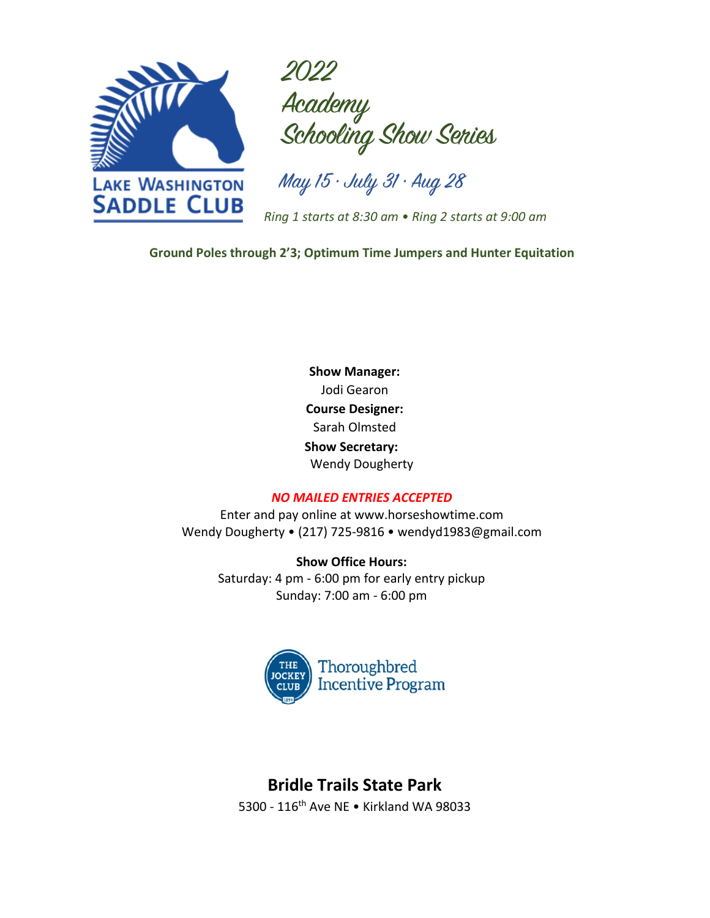LAKE WASHINGTON SADDLE CLUB

# 2022 Academy Schooling Show Series

## May 15 · July 31 · Aug 28

*Ring 1 starts at 8:30 am • Ring 2 starts at 9:00 am*

**Ground Poles through 2'3; Optimum Time Jumpers and Hunter Equitation**

**Show Manager:**
Jodi Gearon

**Course Designer:**
Sarah Olmsted

**Show Secretary:**
Wendy Dougherty

***NO MAILED ENTRIES ACCEPTED***

Enter and pay online at www.horseshowtime.com
Wendy Dougherty • (217) 725-9816 • wendyd1983@gmail.com

**Show Office Hours:**
Saturday: 4 pm - 6:00 pm for early entry pickup
Sunday: 7:00 am - 6:00 pm

THE JOCKEY CLUB Thoroughbred Incentive Program

## Bridle Trails State Park

5300 - 116th Ave NE • Kirkland WA 98033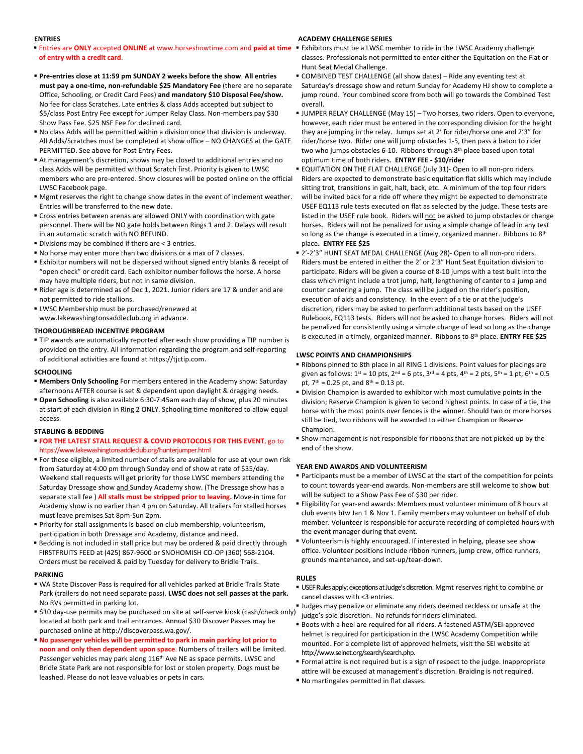## ENTRIES

- Entries are **ONLY** accepted **ONLINE** at www.horseshowtime.com and **paid at time of entry with a credit card**.
- **Pre-entries close at 11:59 pm SUNDAY 2 weeks before the show**. **All entries must pay a one-time, non-refundable $25 Mandatory Fee** (there are no separate Office, Schooling, or Credit Card Fees) **and mandatory $10 Disposal Fee/show.** No fee for class Scratches. Late entries & class Adds accepted but subject to $5/class Post Entry Fee except for Jumper Relay Class. Non-members pay $30 Show Pass Fee. $25 NSF Fee for declined card.
- No class Adds will be permitted within a division once that division is underway. All Adds/Scratches must be completed at show office – NO CHANGES at the GATE PERMITTED. See above for Post Entry Fees.
- At management's discretion, shows may be closed to additional entries and no class Adds will be permitted without Scratch first. Priority is given to LWSC members who are pre-entered. Show closures will be posted online on the official LWSC Facebook page.
- Mgmt reserves the right to change show dates in the event of inclement weather. Entries will be transferred to the new date.
- Cross entries between arenas are allowed ONLY with coordination with gate personnel. There will be NO gate holds between Rings 1 and 2. Delays will result in an automatic scratch with NO REFUND.
- Divisions may be combined if there are < 3 entries.
- No horse may enter more than two divisions or a max of 7 classes.
- Exhibitor numbers will not be dispersed without signed entry blanks & receipt of "open check" or credit card. Each exhibitor number follows the horse. A horse may have multiple riders, but not in same division.
- Rider age is determined as of Dec 1, 2021. Junior riders are 17 & under and are not permitted to ride stallions.
- LWSC Membership must be purchased/renewed at www.lakewashingtonsaddleclub.org in advance.

## THOROUGHBREAD INCENTIVE PROGRAM

- TIP awards are automatically reported after each show providing a TIP number is provided on the entry. All information regarding the program and self-reporting of additional activities are found at https://tjctip.com.

## SCHOOLING

- **Members Only Schooling** For members entered in the Academy show: Saturday afternoons AFTER course is set & dependent upon daylight & dragging needs.
- **Open Schooling** is also available 6:30-7:45am each day of show, plus 20 minutes at start of each division in Ring 2 ONLY. Schooling time monitored to allow equal access.

## STABLING & BEDDING

- **FOR THE LATEST STALL REQUEST & COVID PROTOCOLS FOR THIS EVENT**, go to https://www.lakewashingtonsaddleclub.org/hunterjumper.html
- For those eligible, a limited number of stalls are available for use at your own risk from Saturday at 4:00 pm through Sunday end of show at rate of $35/day. Weekend stall requests will get priority for those LWSC members attending the Saturday Dressage show and Sunday Academy show. (The Dressage show has a separate stall fee ) **All stalls must be stripped prior to leaving.** Move-in time for Academy show is no earlier than 4 pm on Saturday. All trailers for stalled horses must leave premises Sat 8pm-Sun 2pm.
- Priority for stall assignments is based on club membership, volunteerism, participation in both Dressage and Academy, distance and need.
- Bedding is not included in stall price but may be ordered & paid directly through FIRSTFRUITS FEED at (425) 867-9600 or SNOHOMISH CO-OP (360) 568-2104. Orders must be received & paid by Tuesday for delivery to Bridle Trails.

## PARKING

- WA State Discover Pass is required for all vehicles parked at Bridle Trails State Park (trailers do not need separate pass). **LWSC does not sell passes at the park.** No RVs permitted in parking lot.
- $10 day-use permits may be purchased on site at self-serve kiosk (cash/check only) located at both park and trail entrances. Annual $30 Discover Passes may be purchased online at http://discoverpass.wa.gov/.
- **No passenger vehicles will be permitted to park in main parking lot prior to noon and only then dependent upon space**. Numbers of trailers will be limited. Passenger vehicles may park along 116th Ave NE as space permits. LWSC and Bridle State Park are not responsible for lost or stolen property. Dogs must be leashed. Please do not leave valuables or pets in cars.

## ACADEMY CHALLENGE SERIES

- Exhibitors must be a LWSC member to ride in the LWSC Academy challenge classes. Professionals not permitted to enter either the Equitation on the Flat or Hunt Seat Medal Challenge.
- COMBINED TEST CHALLENGE (all show dates) – Ride any eventing test at Saturday's dressage show and return Sunday for Academy HJ show to complete a jump round. Your combined score from both will go towards the Combined Test overall.
- JUMPER RELAY CHALLENGE (May 15) – Two horses, two riders. Open to everyone, however, each rider must be entered in the corresponding division for the height they are jumping in the relay. Jumps set at 2' for rider/horse one and 2'3" for rider/horse two. Rider one will jump obstacles 1-5, then pass a baton to rider two who jumps obstacles 6-10. Ribbons through 8th place based upon total optimum time of both riders. **ENTRY FEE - $10/rider**
- EQUITATION ON THE FLAT CHALLENGE (July 31)- Open to all non-pro riders. Riders are expected to demonstrate basic equitation flat skills which may include sitting trot, transitions in gait, halt, back, etc. A minimum of the top four riders will be invited back for a ride off where they might be expected to demonstrate USEF EQ113 rule tests executed on flat as selected by the judge. These tests are listed in the USEF rule book. Riders will not be asked to jump obstacles or change horses. Riders will not be penalized for using a simple change of lead in any test so long as the change is executed in a timely, organized manner. Ribbons to 8th place**. ENTRY FEE $25**
- 2'-2'3" HUNT SEAT MEDAL CHALLENGE (Aug 28)- Open to all non-pro riders. Riders must be entered in either the 2' or 2'3" Hunt Seat Equitation division to participate. Riders will be given a course of 8-10 jumps with a test built into the class which might include a trot jump, halt, lengthening of canter to a jump and counter cantering a jump. The class will be judged on the rider's position, execution of aids and consistency. In the event of a tie or at the judge's discretion, riders may be asked to perform additional tests based on the USEF Rulebook, EQ113 tests. Riders will not be asked to change horses. Riders will not be penalized for consistently using a simple change of lead so long as the change is executed in a timely, organized manner. Ribbons to 8th place. **ENTRY FEE $25**

## LWSC POINTS AND CHAMPIONSHIPS

- Ribbons pinned to 8th place in all RING 1 divisions. Point values for placings are given as follows: 1st = 10 pts, 2nd = 6 pts, 3rd = 4 pts, 4th = 2 pts, 5th = 1 pt, 6th = 0.5 pt, 7th = 0.25 pt, and 8th = 0.13 pt.
- Division Champion is awarded to exhibitor with most cumulative points in the division; Reserve Champion is given to second highest points. In case of a tie, the horse with the most points over fences is the winner. Should two or more horses still be tied, two ribbons will be awarded to either Champion or Reserve Champion.
- Show management is not responsible for ribbons that are not picked up by the end of the show.

## YEAR END AWARDS AND VOLUNTEERISM

- Participants must be a member of LWSC at the start of the competition for points to count towards year-end awards. Non-members are still welcome to show but will be subject to a Show Pass Fee of $30 per rider.
- Eligibility for year-end awards: Members must volunteer minimum of 8 hours at club events btw Jan 1 & Nov 1. Family members may volunteer on behalf of club member. Volunteer is responsible for accurate recording of completed hours with the event manager during that event.
- Volunteerism is highly encouraged. If interested in helping, please see show office. Volunteer positions include ribbon runners, jump crew, office runners, grounds maintenance, and set-up/tear-down.

## RULES

- USEF Rules apply; exceptions at Judge's discretion. Mgmt reserves right to combine or cancel classes with <3 entries.
- Judges may penalize or eliminate any riders deemed reckless or unsafe at the judge's sole discretion. No refunds for riders eliminated.
- Boots with a heel are required for all riders. A fastened ASTM/SEI-approved helmet is required for participation in the LWSC Academy Competition while mounted. For a complete list of approved helmets, visit the SEI website at http://www.seinet.org/search/search.php.
- Formal attire is not required but is a sign of respect to the judge. Inappropriate attire will be excused at management's discretion. Braiding is not required.
- No martingales permitted in flat classes.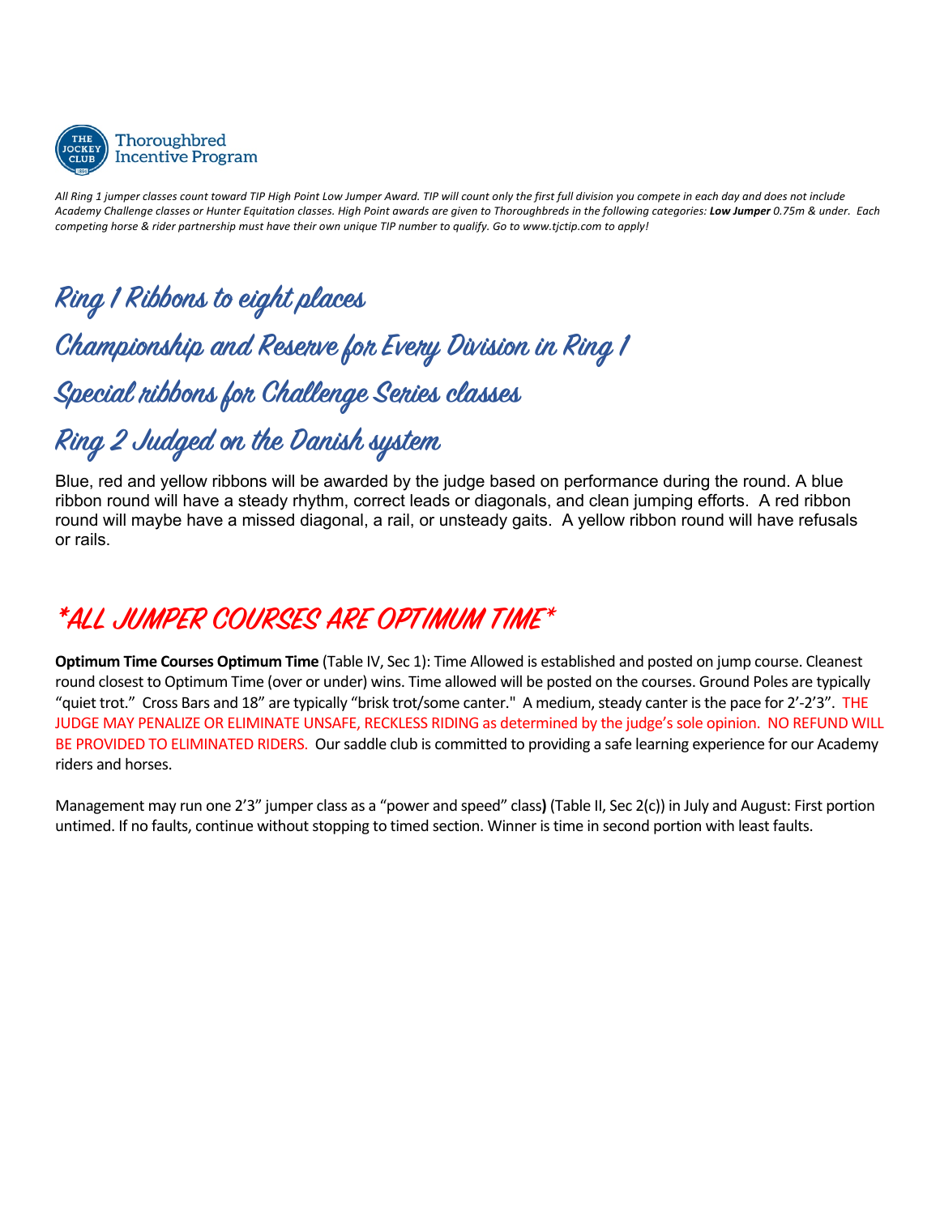Thoroughbred Incentive Program

*All Ring 1 jumper classes count toward TIP High Point Low Jumper Award. TIP will count only the first full division you compete in each day and does not include Academy Challenge classes or Hunter Equitation classes. High Point awards are given to Thoroughbreds in the following categories: **Low Jumper** 0.75m & under. Each competing horse & rider partnership must have their own unique TIP number to qualify. Go to www.tjctip.com to apply!*

## Ring 1 Ribbons to eight places

## Championship and Reserve for Every Division in Ring 1

## Special ribbons for Challenge Series classes

## Ring 2 Judged on the Danish system

Blue, red and yellow ribbons will be awarded by the judge based on performance during the round. A blue ribbon round will have a steady rhythm, correct leads or diagonals, and clean jumping efforts. A red ribbon round will maybe have a missed diagonal, a rail, or unsteady gaits. A yellow ribbon round will have refusals or rails.

## *ALL JUMPER COURSES ARE OPTIMUM TIME*

**Optimum Time Courses Optimum Time** (Table IV, Sec 1): Time Allowed is established and posted on jump course. Cleanest round closest to Optimum Time (over or under) wins. Time allowed will be posted on the courses. Ground Poles are typically "quiet trot." Cross Bars and 18" are typically "brisk trot/some canter." A medium, steady canter is the pace for 2'-2'3". THE JUDGE MAY PENALIZE OR ELIMINATE UNSAFE, RECKLESS RIDING as determined by the judge's sole opinion. NO REFUND WILL BE PROVIDED TO ELIMINATED RIDERS. Our saddle club is committed to providing a safe learning experience for our Academy riders and horses.

Management may run one 2'3" jumper class as a "power and speed" class**)** (Table II, Sec 2(c)) in July and August: First portion untimed. If no faults, continue without stopping to timed section. Winner is time in second portion with least faults.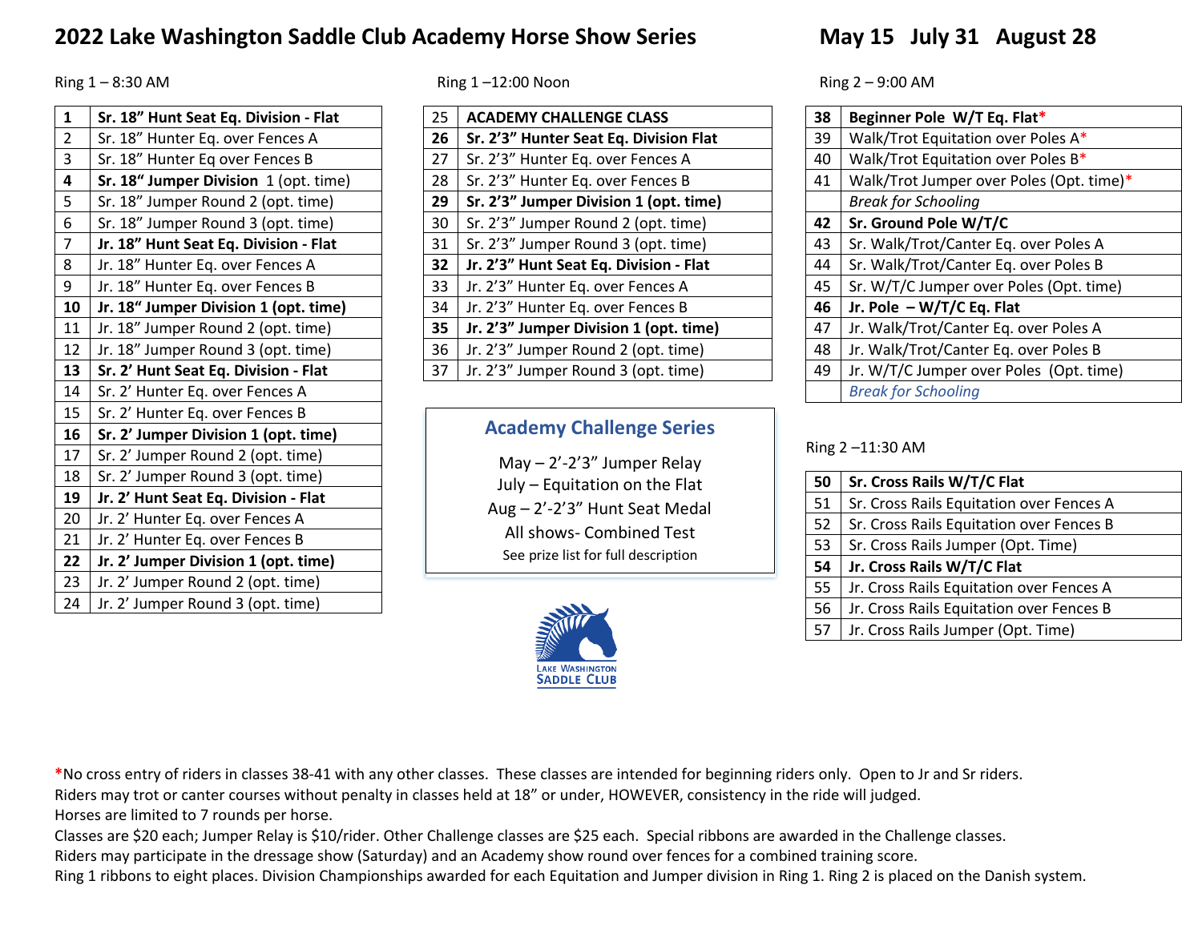# 2022 Lake Washington Saddle Club Academy Horse Show Series

## May 15 July 31 August 28

Ring 1 – 8:30 AM

| | |
|---|---|
| **1** | **Sr. 18" Hunt Seat Eq. Division - Flat** |
| 2 | Sr. 18" Hunter Eq. over Fences A |
| 3 | Sr. 18" Hunter Eq over Fences B |
| **4** | **Sr. 18" Jumper Division** 1 (opt. time) |
| 5 | Sr. 18" Jumper Round 2 (opt. time) |
| 6 | Sr. 18" Jumper Round 3 (opt. time) |
| **7** | **Jr. 18" Hunt Seat Eq. Division - Flat** |
| 8 | Jr. 18" Hunter Eq. over Fences A |
| 9 | Jr. 18" Hunter Eq. over Fences B |
| **10** | **Jr. 18" Jumper Division 1 (opt. time)** |
| 11 | Jr. 18" Jumper Round 2 (opt. time) |
| 12 | Jr. 18" Jumper Round 3 (opt. time) |
| **13** | **Sr. 2' Hunt Seat Eq. Division - Flat** |
| 14 | Sr. 2' Hunter Eq. over Fences A |
| 15 | Sr. 2' Hunter Eq. over Fences B |
| **16** | **Sr. 2' Jumper Division 1 (opt. time)** |
| 17 | Sr. 2' Jumper Round 2 (opt. time) |
| 18 | Sr. 2' Jumper Round 3 (opt. time) |
| **19** | **Jr. 2' Hunt Seat Eq. Division - Flat** |
| 20 | Jr. 2' Hunter Eq. over Fences A |
| 21 | Jr. 2' Hunter Eq. over Fences B |
| **22** | **Jr. 2' Jumper Division 1 (opt. time)** |
| 23 | Jr. 2' Jumper Round 2 (opt. time) |
| 24 | Jr. 2' Jumper Round 3 (opt. time) |

Ring 1 – 12:00 Noon

| | |
|---|---|
| 25 | **ACADEMY CHALLENGE CLASS** |
| **26** | **Sr. 2'3" Hunter Seat Eq. Division Flat** |
| 27 | Sr. 2'3" Hunter Eq. over Fences A |
| 28 | Sr. 2'3" Hunter Eq. over Fences B |
| **29** | **Sr. 2'3" Jumper Division 1 (opt. time)** |
| 30 | Sr. 2'3" Jumper Round 2 (opt. time) |
| 31 | Sr. 2'3" Jumper Round 3 (opt. time) |
| **32** | **Jr. 2'3" Hunt Seat Eq. Division - Flat** |
| 33 | Jr. 2'3" Hunter Eq. over Fences A |
| 34 | Jr. 2'3" Hunter Eq. over Fences B |
| **35** | **Jr. 2'3" Jumper Division 1 (opt. time)** |
| 36 | Jr. 2'3" Jumper Round 2 (opt. time) |
| 37 | Jr. 2'3" Jumper Round 3 (opt. time) |

### Academy Challenge Series

May – 2'-2'3" Jumper Relay
July – Equitation on the Flat
Aug – 2'-2'3" Hunt Seat Medal
All shows- Combined Test
See prize list for full description

Ring 2 – 9:00 AM

| | |
|---|---|
| **38** | **Beginner Pole W/T Eq. Flat*** |
| 39 | Walk/Trot Equitation over Poles A* |
| 40 | Walk/Trot Equitation over Poles B* |
| 41 | Walk/Trot Jumper over Poles (Opt. time)* |
| | *Break for Schooling* |
| **42** | **Sr. Ground Pole W/T/C** |
| 43 | Sr. Walk/Trot/Canter Eq. over Poles A |
| 44 | Sr. Walk/Trot/Canter Eq. over Poles B |
| 45 | Sr. W/T/C Jumper over Poles (Opt. time) |
| **46** | **Jr. Pole – W/T/C Eq. Flat** |
| 47 | Jr. Walk/Trot/Canter Eq. over Poles A |
| 48 | Jr. Walk/Trot/Canter Eq. over Poles B |
| 49 | Jr. W/T/C Jumper over Poles (Opt. time) |
| | *Break for Schooling* |

Ring 2 – 11:30 AM

| | |
|---|---|
| **50** | **Sr. Cross Rails W/T/C Flat** |
| 51 | Sr. Cross Rails Equitation over Fences A |
| 52 | Sr. Cross Rails Equitation over Fences B |
| 53 | Sr. Cross Rails Jumper (Opt. Time) |
| **54** | **Jr. Cross Rails W/T/C Flat** |
| 55 | Jr. Cross Rails Equitation over Fences A |
| 56 | Jr. Cross Rails Equitation over Fences B |
| 57 | Jr. Cross Rails Jumper (Opt. Time) |

Lake Washington Saddle Club

*No cross entry of riders in classes 38-41 with any other classes. These classes are intended for beginning riders only. Open to Jr and Sr riders.
Riders may trot or canter courses without penalty in classes held at 18" or under, HOWEVER, consistency in the ride will judged.
Horses are limited to 7 rounds per horse.
Classes are $20 each; Jumper Relay is $10/rider. Other Challenge classes are $25 each. Special ribbons are awarded in the Challenge classes.
Riders may participate in the dressage show (Saturday) and an Academy show round over fences for a combined training score.
Ring 1 ribbons to eight places. Division Championships awarded for each Equitation and Jumper division in Ring 1. Ring 2 is placed on the Danish system.